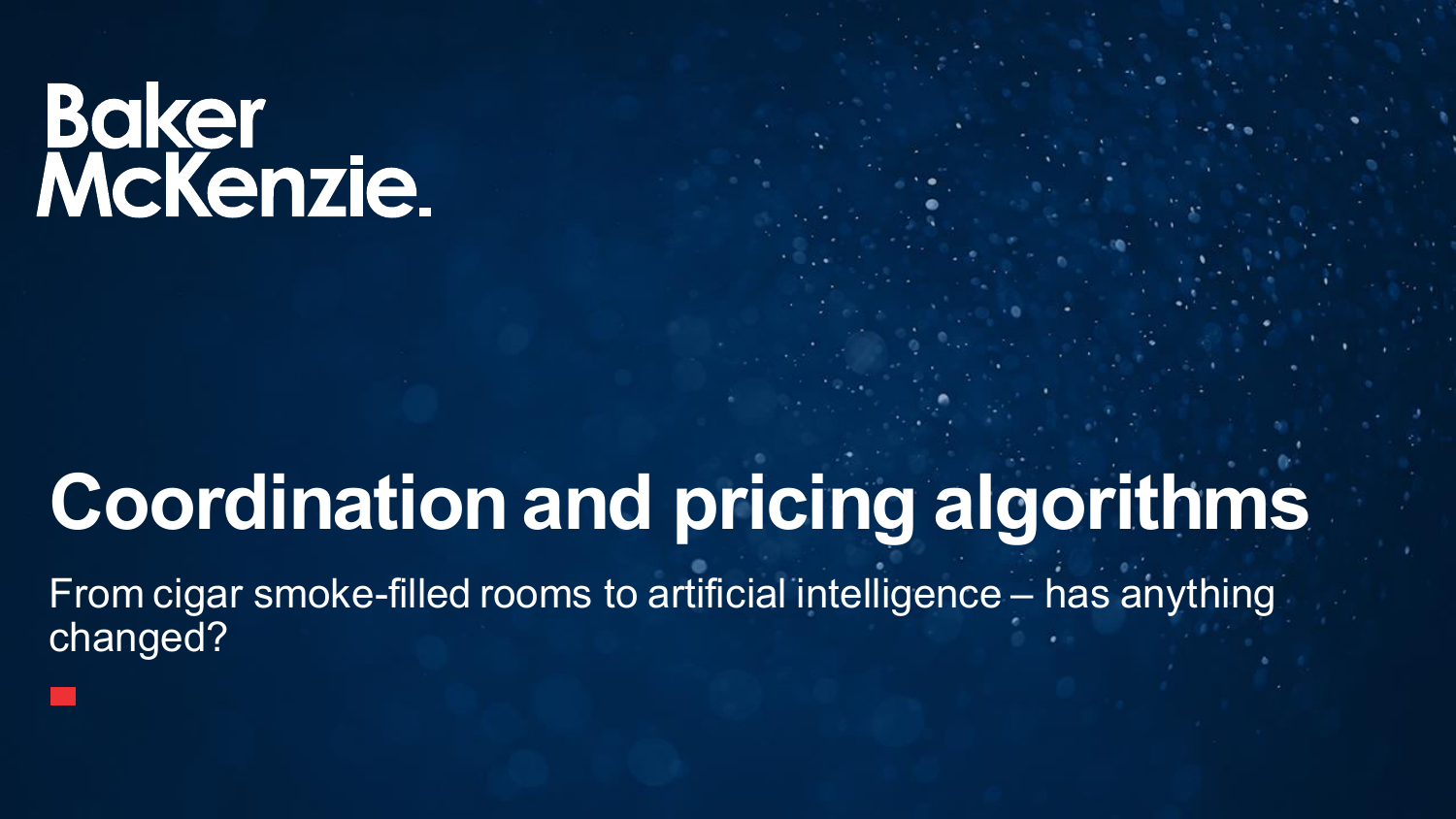Baker McKenzie.

# Coordination and pricing algorithms

From cigar smoke-filled rooms to artificial intelligence – has anything changed?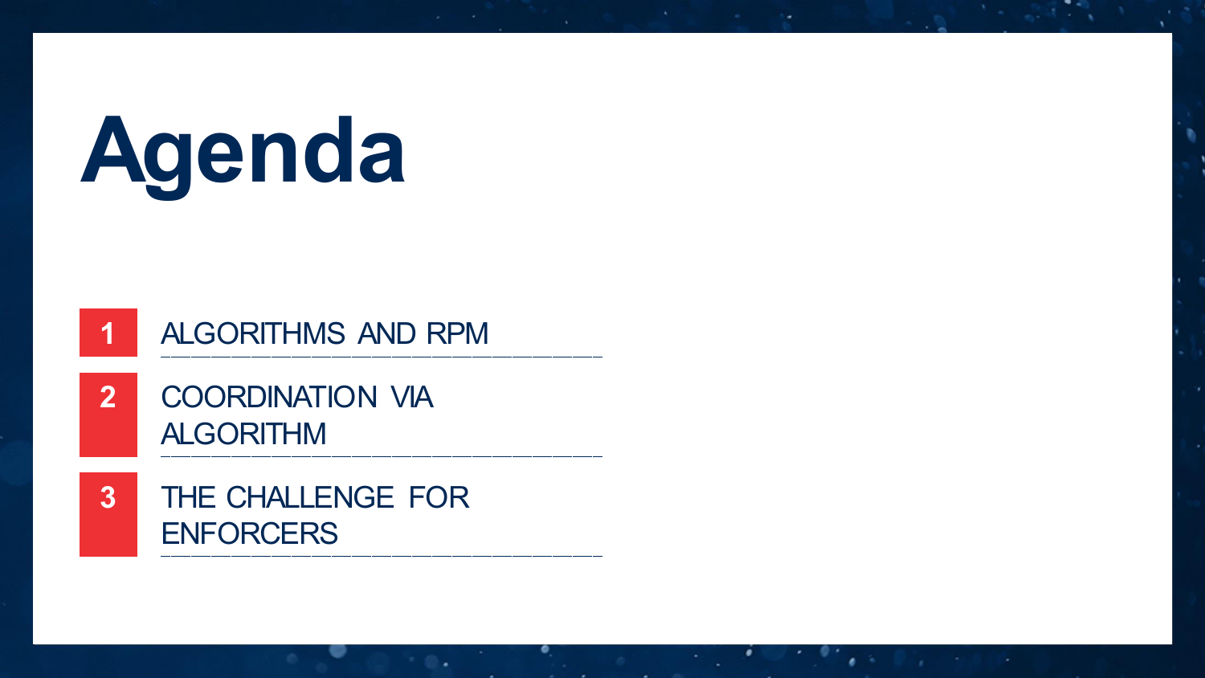# Agenda

1. ALGORITHMS AND RPM
2. COORDINATION VIA ALGORITHM
3. THE CHALLENGE FOR ENFORCERS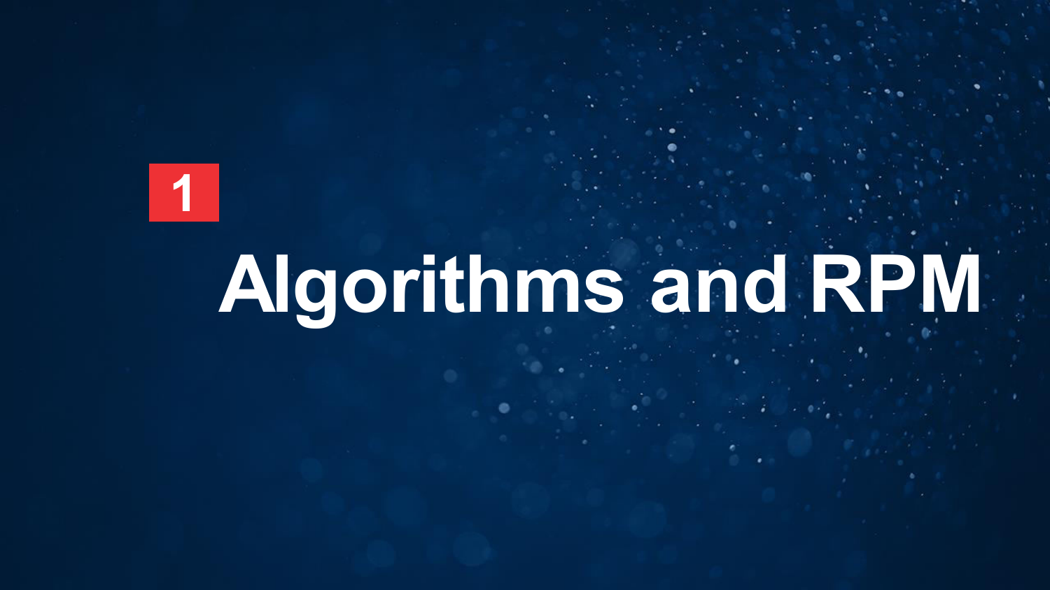1

# Algorithms and RPM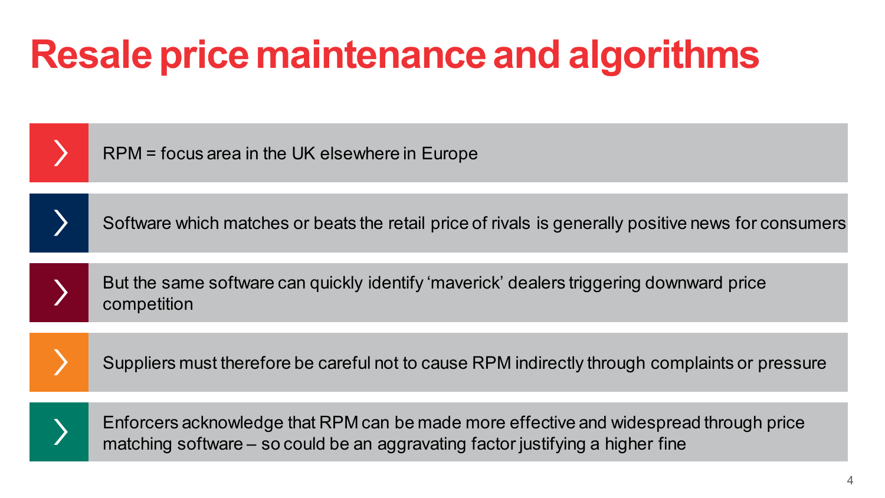# Resale price maintenance and algorithms

- RPM = focus area in the UK elsewhere in Europe
- Software which matches or beats the retail price of rivals is generally positive news for consumers
- But the same software can quickly identify ‘maverick’ dealers triggering downward price competition
- Suppliers must therefore be careful not to cause RPM indirectly through complaints or pressure
- Enforcers acknowledge that RPM can be made more effective and widespread through price matching software – so could be an aggravating factor justifying a higher fine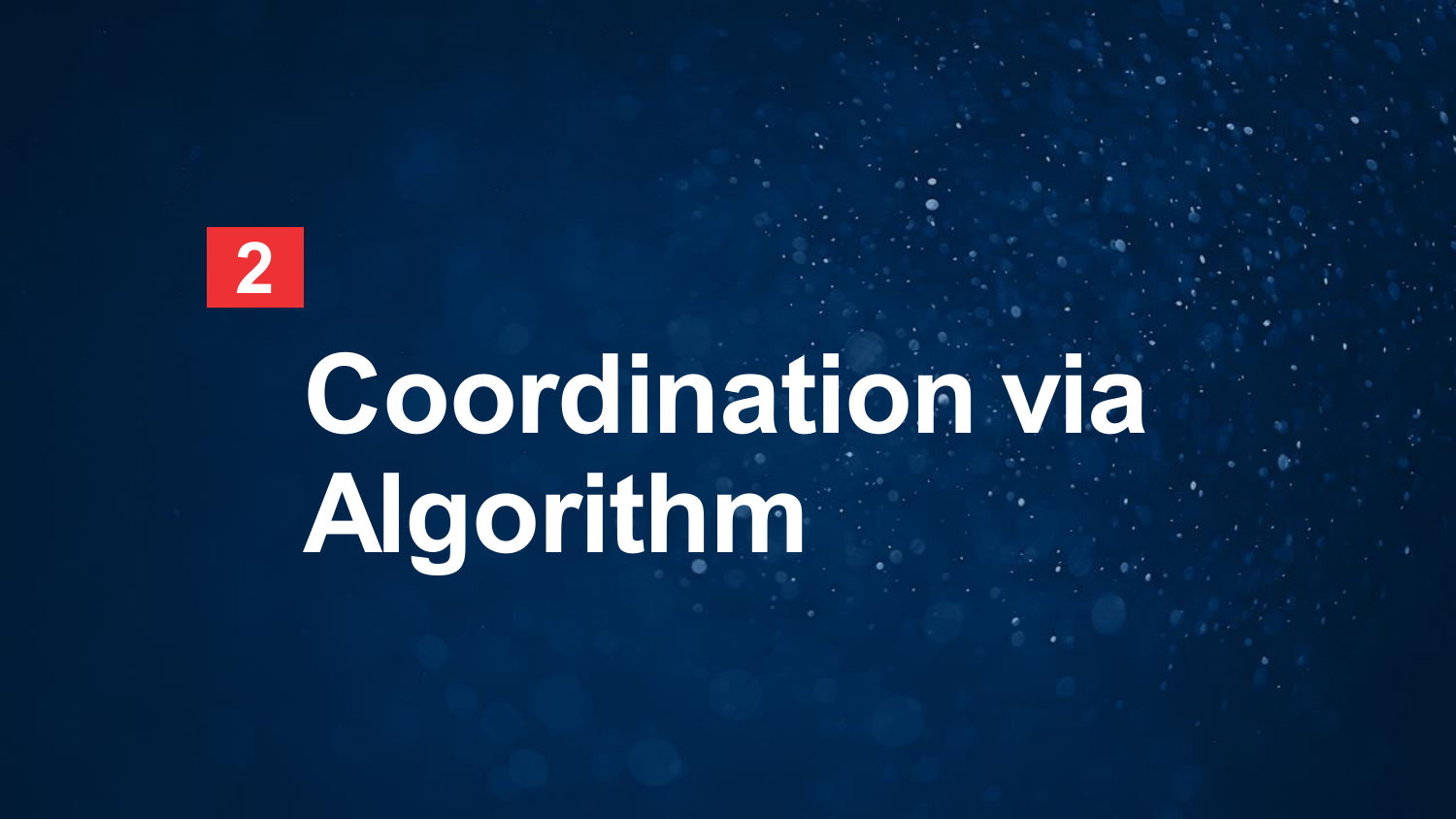2

# Coordination via Algorithm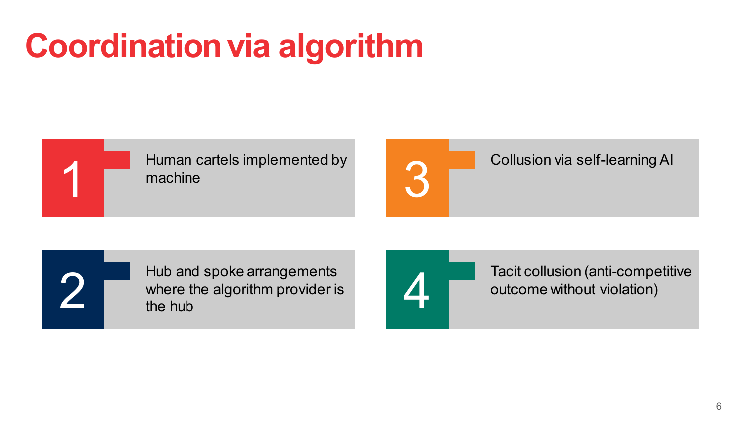# Coordination via algorithm

1. Human cartels implemented by machine
2. Hub and spoke arrangements where the algorithm provider is the hub
3. Collusion via self-learning AI
4. Tacit collusion (anti-competitive outcome without violation)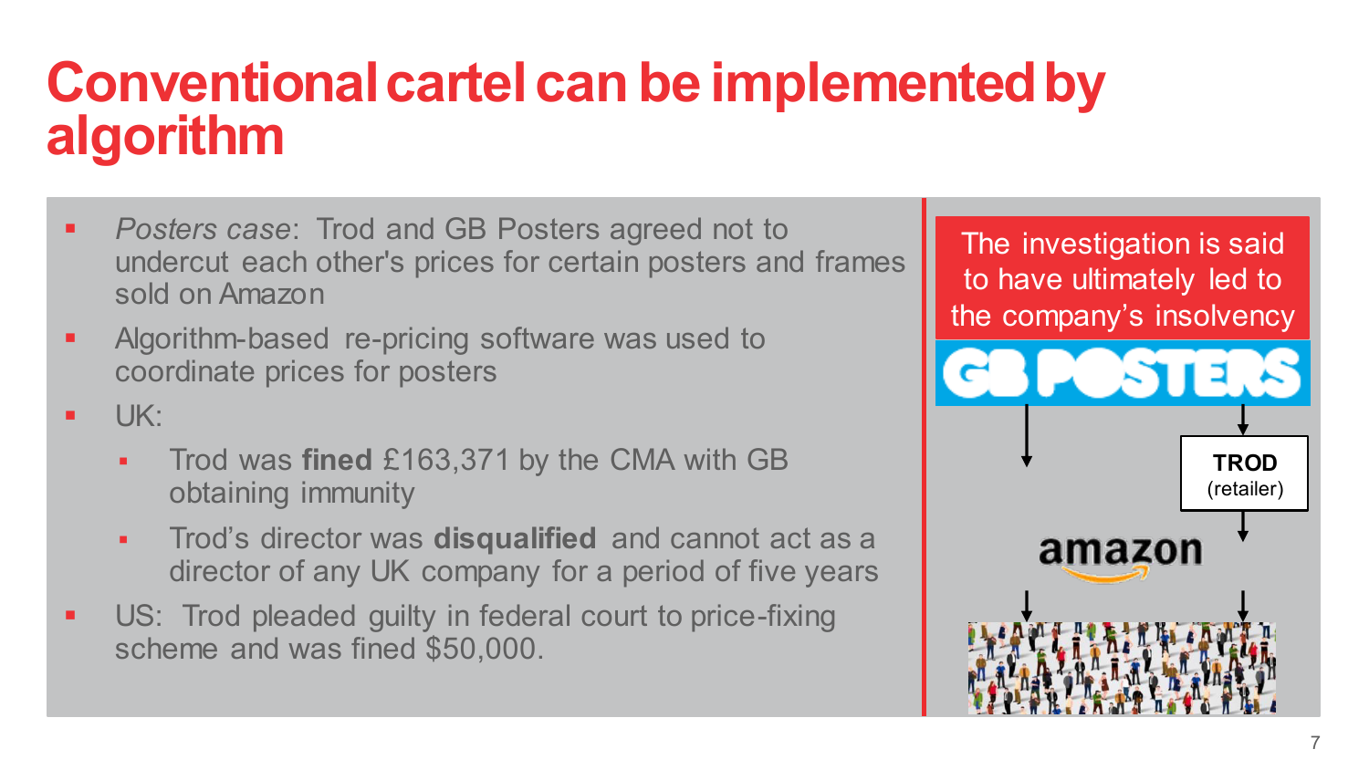# Conventional cartel can be implemented by algorithm

- *Posters case*: Trod and GB Posters agreed not to undercut each other's prices for certain posters and frames sold on Amazon
- Algorithm-based re-pricing software was used to coordinate prices for posters
- UK:
  - Trod was **fined** £163,371 by the CMA with GB obtaining immunity
  - Trod's director was **disqualified** and cannot act as a director of any UK company for a period of five years
- US: Trod pleaded guilty in federal court to price-fixing scheme and was fined $50,000.

The investigation is said to have ultimately led to the company's insolvency

GB POSTERS

TROD (retailer)

amazon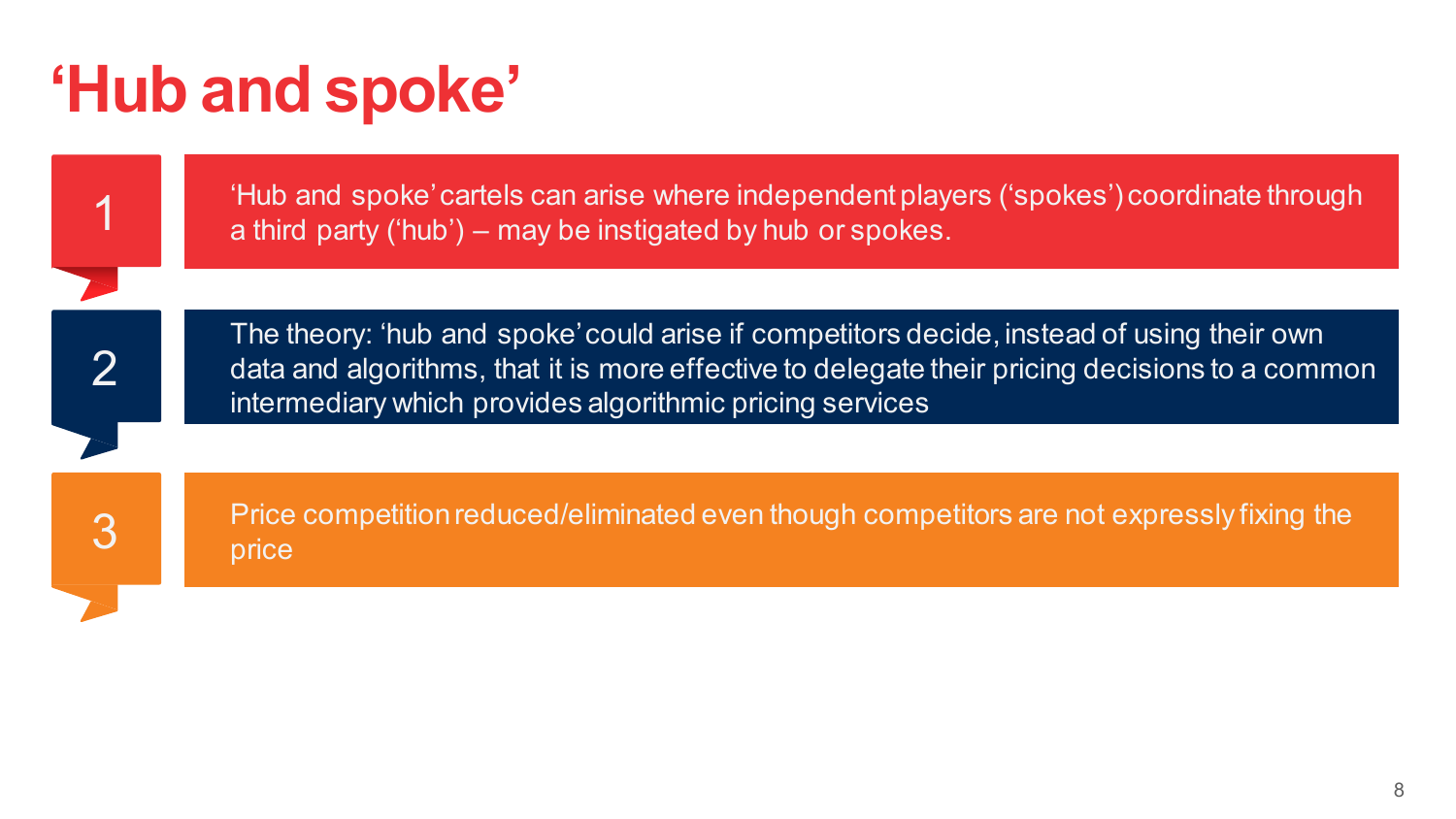# ‘Hub and spoke’

1. ‘Hub and spoke’ cartels can arise where independent players (‘spokes’) coordinate through a third party (‘hub’) – may be instigated by hub or spokes.

2. The theory: ‘hub and spoke’ could arise if competitors decide, instead of using their own data and algorithms, that it is more effective to delegate their pricing decisions to a common intermediary which provides algorithmic pricing services

3. Price competition reduced/eliminated even though competitors are not expressly fixing the price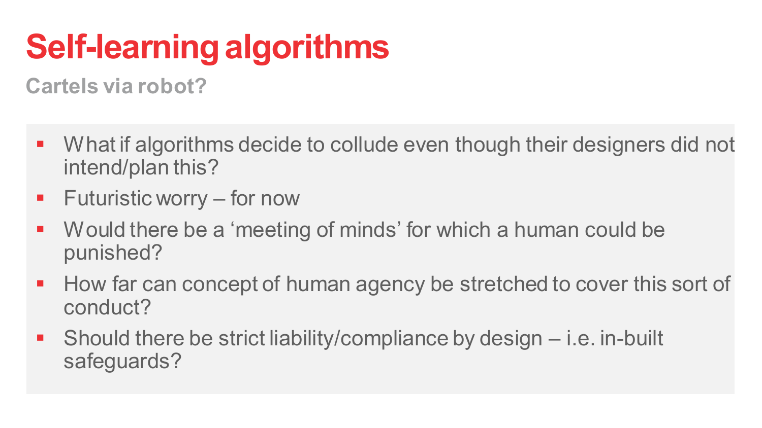# Self-learning algorithms

## Cartels via robot?

- What if algorithms decide to collude even though their designers did not intend/plan this?
- Futuristic worry – for now
- Would there be a ‘meeting of minds’ for which a human could be punished?
- How far can concept of human agency be stretched to cover this sort of conduct?
- Should there be strict liability/compliance by design – i.e. in-built safeguards?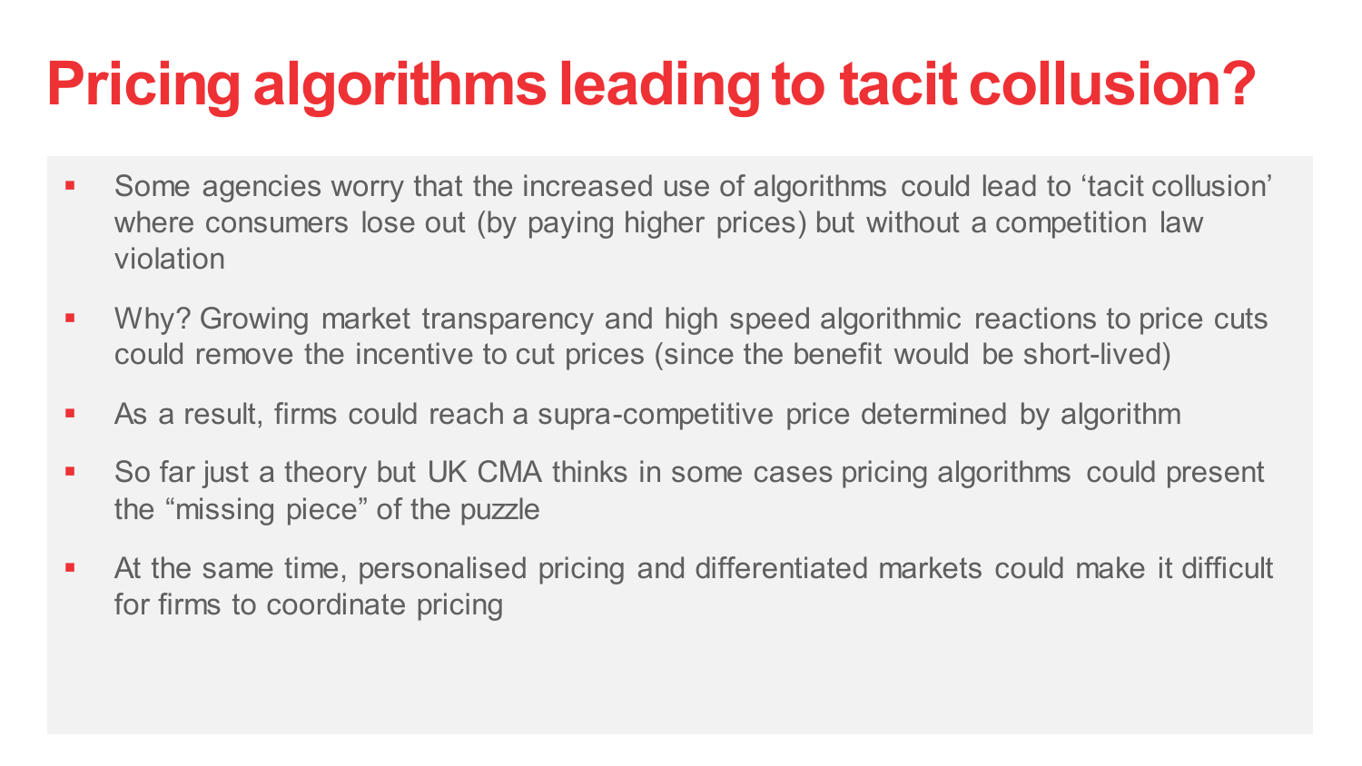# Pricing algorithms leading to tacit collusion?

- Some agencies worry that the increased use of algorithms could lead to ‘tacit collusion’ where consumers lose out (by paying higher prices) but without a competition law violation
- Why? Growing market transparency and high speed algorithmic reactions to price cuts could remove the incentive to cut prices (since the benefit would be short-lived)
- As a result, firms could reach a supra-competitive price determined by algorithm
- So far just a theory but UK CMA thinks in some cases pricing algorithms could present the “missing piece” of the puzzle
- At the same time, personalised pricing and differentiated markets could make it difficult for firms to coordinate pricing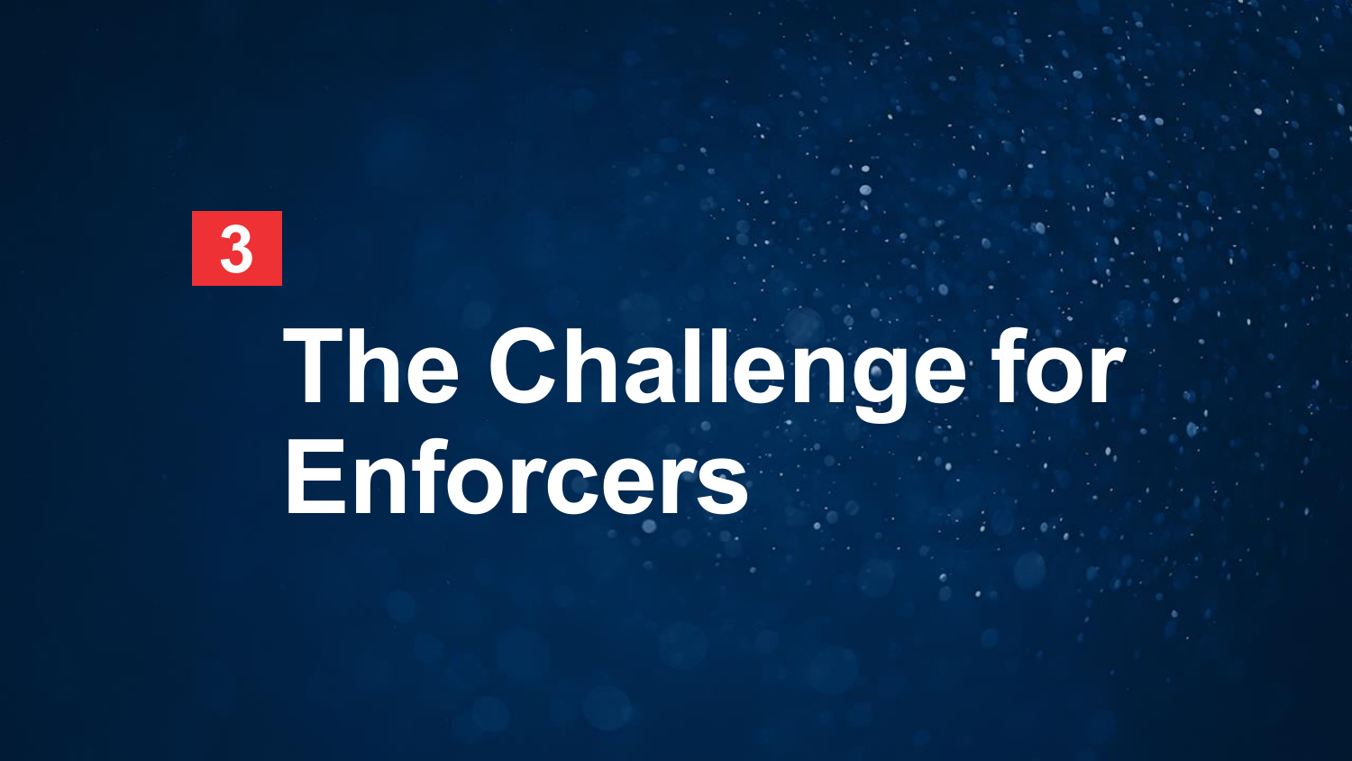3

# The Challenge for Enforcers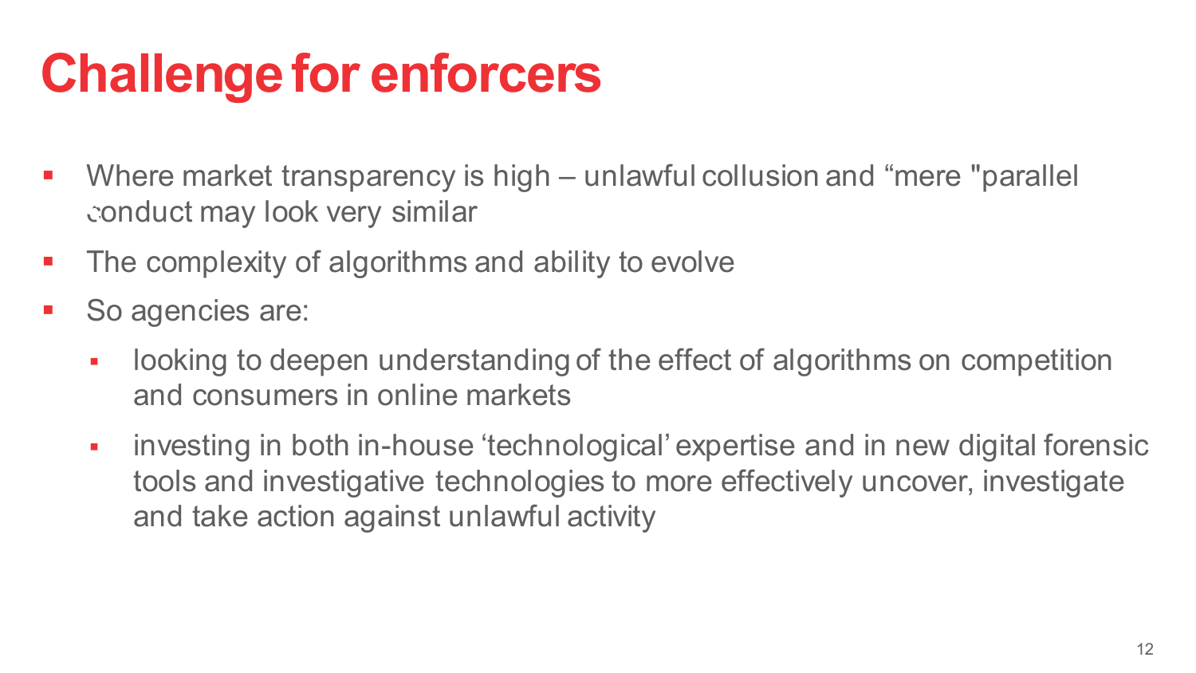# Challenge for enforcers

- Where market transparency is high – unlawful collusion and “mere "parallel conduct may look very similar
- The complexity of algorithms and ability to evolve
- So agencies are:
  - looking to deepen understanding of the effect of algorithms on competition and consumers in online markets
  - investing in both in-house ‘technological’ expertise and in new digital forensic tools and investigative technologies to more effectively uncover, investigate and take action against unlawful activity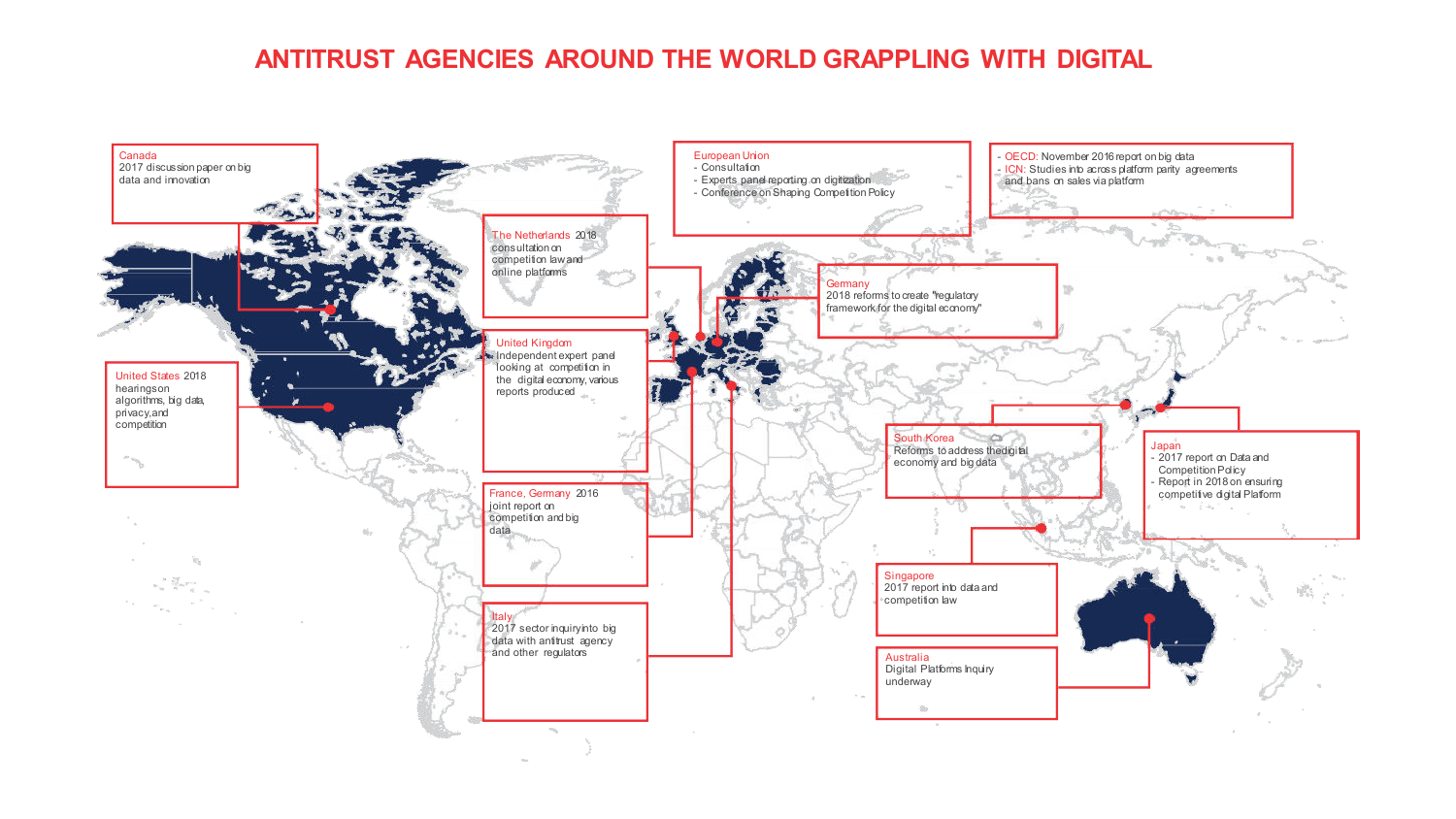# ANTITRUST AGENCIES AROUND THE WORLD GRAPPLING WITH DIGITAL

**Canada**
2017 discussion paper on big data and innovation

**United States** 2018 hearings on algorithms, big data, privacy, and competition

**The Netherlands** 2018 consultation on competition law and online platforms

**United Kingdom**
Independent expert panel looking at competition in the digital economy, various reports produced

**France, Germany** 2016 joint report on competition and big data

**Italy**
2017 sector inquiry into big data with antitrust agency and other regulators

**European Union**
- Consultation
- Experts panel reporting on digitization
- Conference on Shaping Competition Policy

**Germany**
2018 reforms to create "regulatory framework for the digital economy"

- **OECD:** November 2016 report on big data
- **ICN:** Studies into across platform parity agreements and bans on sales via platform

**South Korea**
Reforms to address the digital economy and big data

**Japan**
- 2017 report on Data and Competition Policy
- Report in 2018 on ensuring competitive digital Platform

**Singapore**
2017 report into data and competition law

**Australia**
Digital Platforms Inquiry underway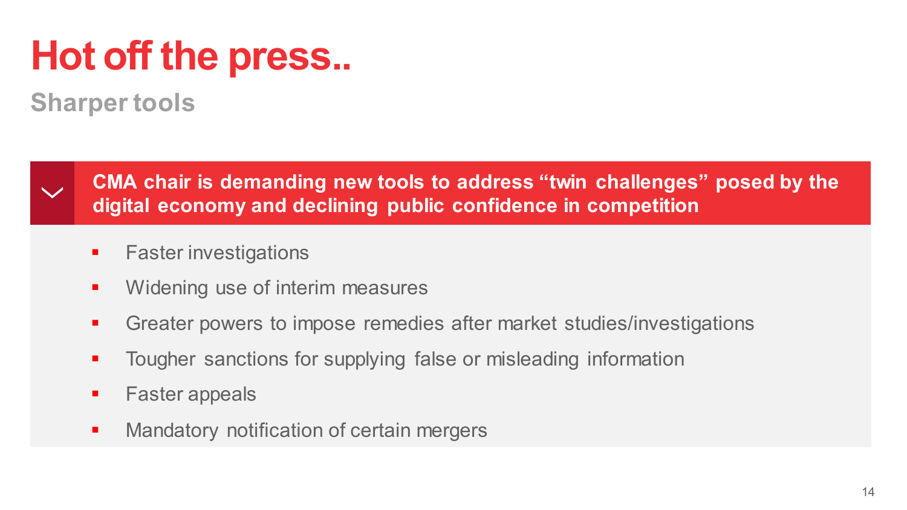# Hot off the press..

## Sharper tools

**CMA chair is demanding new tools to address "twin challenges" posed by the digital economy and declining public confidence in competition**

- Faster investigations
- Widening use of interim measures
- Greater powers to impose remedies after market studies/investigations
- Tougher sanctions for supplying false or misleading information
- Faster appeals
- Mandatory notification of certain mergers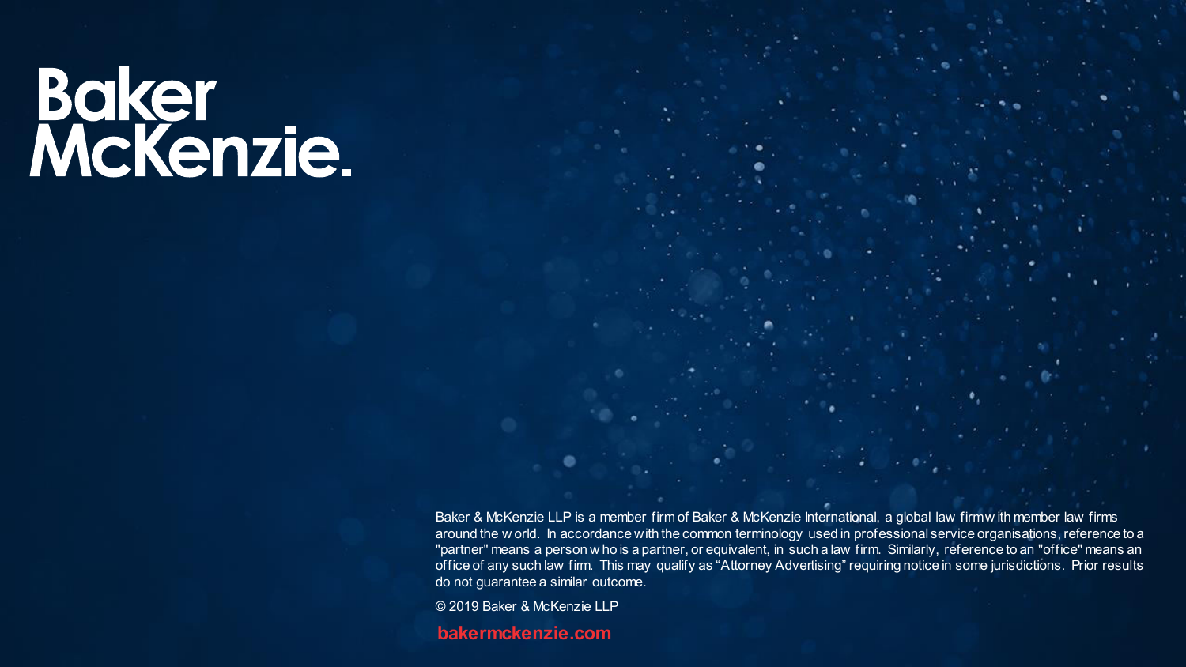Baker McKenzie.

Baker & McKenzie LLP is a member firm of Baker & McKenzie International, a global law firm with member law firms around the world. In accordance with the common terminology used in professional service organisations, reference to a "partner" means a person who is a partner, or equivalent, in such a law firm. Similarly, reference to an "office" means an office of any such law firm. This may qualify as "Attorney Advertising" requiring notice in some jurisdictions. Prior results do not guarantee a similar outcome.

© 2019 Baker & McKenzie LLP

**bakermckenzie.com**